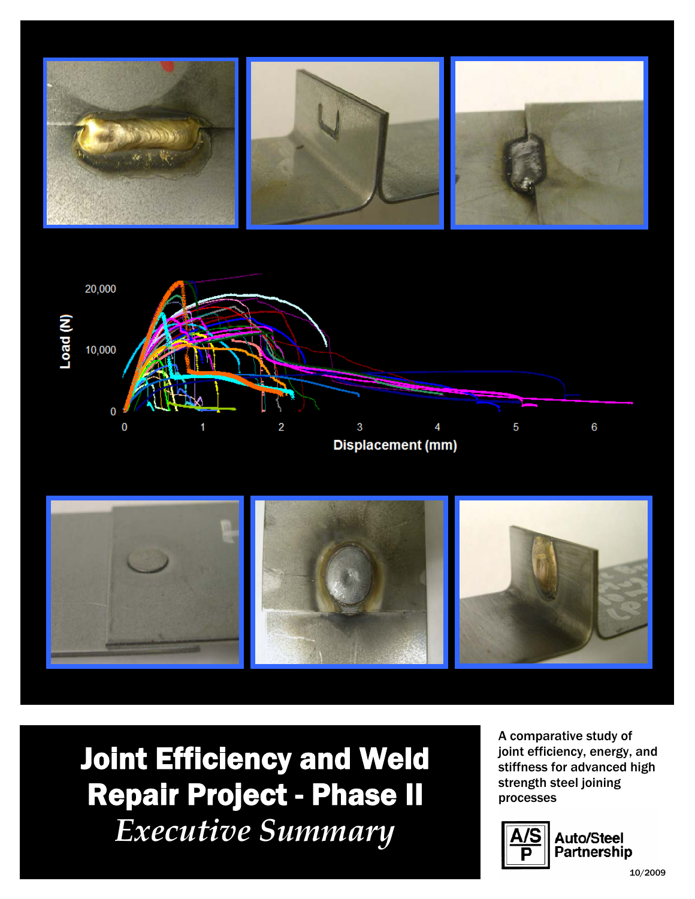# Joint Efficiency and Weld Repair Project - Phase II

*Executive Summary*

A comparative study of joint efficiency, energy, and stiffness for advanced high strength steel joining processes

Auto/Steel Partnership

10/2009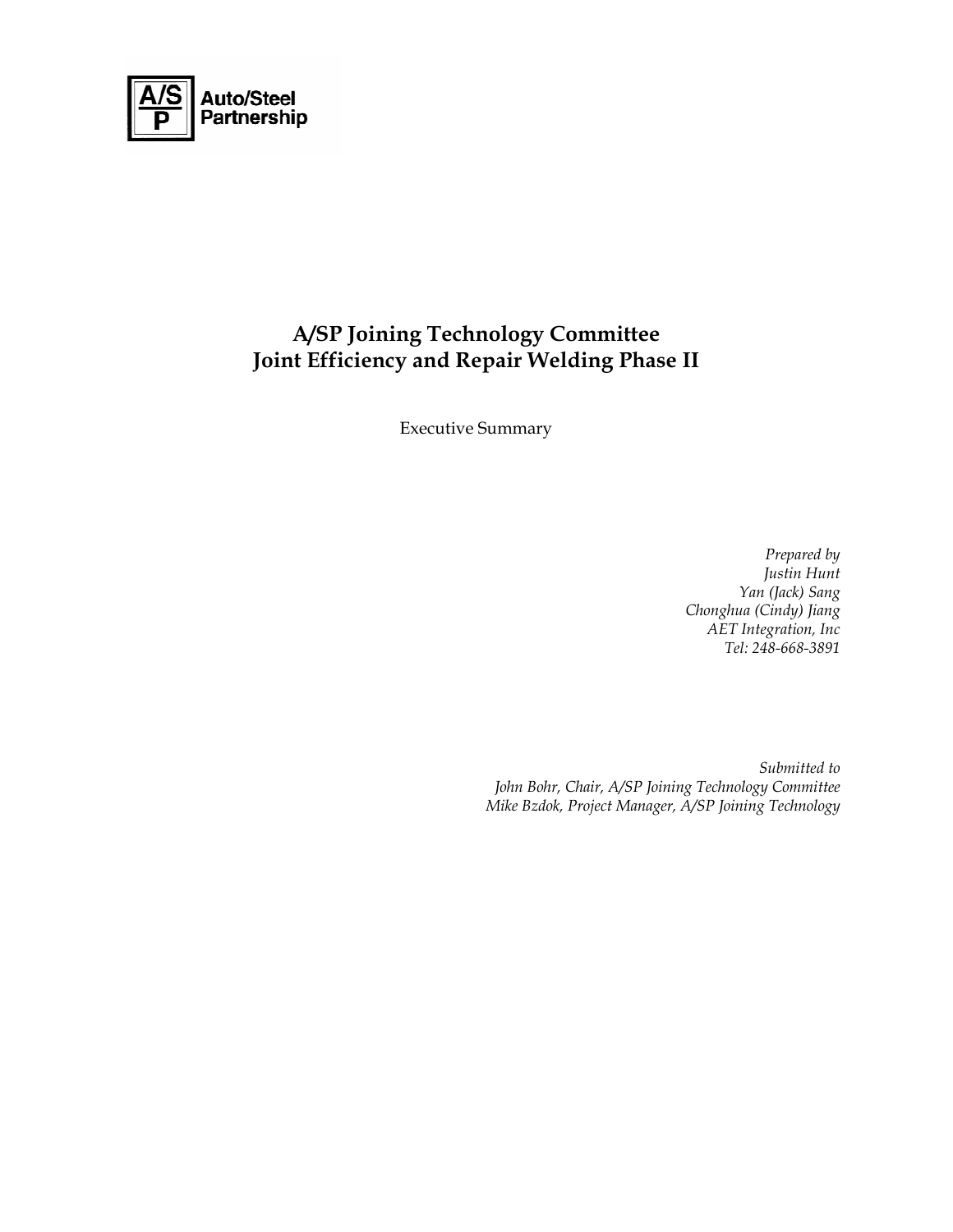A/S P Auto/Steel Partnership

# A/SP Joining Technology Committee
# Joint Efficiency and Repair Welding Phase II

Executive Summary

*Prepared by*
*Justin Hunt*
*Yan (Jack) Sang*
*Chonghua (Cindy) Jiang*
*AET Integration, Inc*
*Tel: 248-668-3891*

*Submitted to*
*John Bohr, Chair, A/SP Joining Technology Committee*
*Mike Bzdok, Project Manager, A/SP Joining Technology*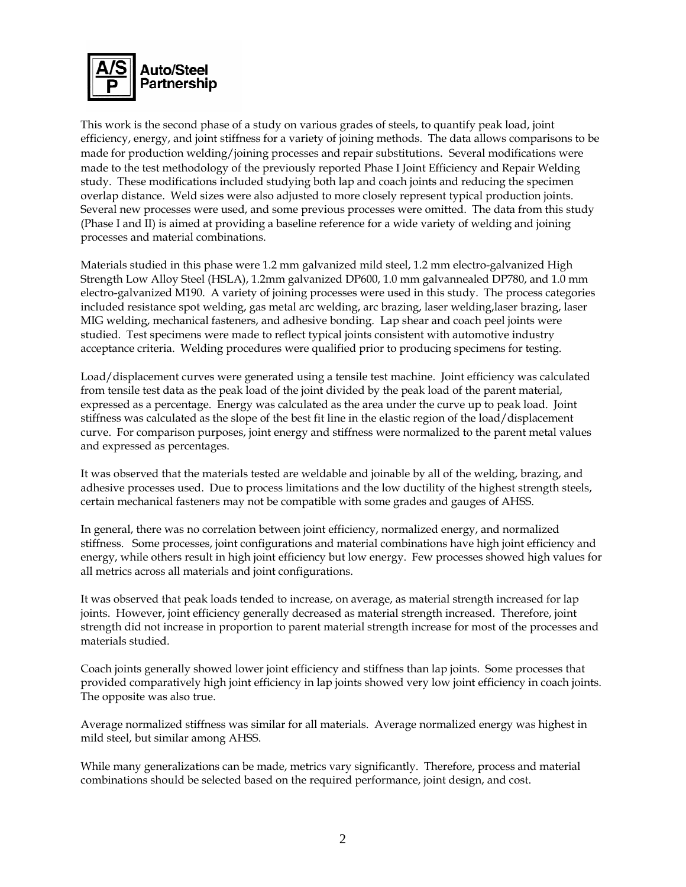This work is the second phase of a study on various grades of steels, to quantify peak load, joint efficiency, energy, and joint stiffness for a variety of joining methods. The data allows comparisons to be made for production welding/joining processes and repair substitutions. Several modifications were made to the test methodology of the previously reported Phase I Joint Efficiency and Repair Welding study. These modifications included studying both lap and coach joints and reducing the specimen overlap distance. Weld sizes were also adjusted to more closely represent typical production joints. Several new processes were used, and some previous processes were omitted. The data from this study (Phase I and II) is aimed at providing a baseline reference for a wide variety of welding and joining processes and material combinations.

Materials studied in this phase were 1.2 mm galvanized mild steel, 1.2 mm electro-galvanized High Strength Low Alloy Steel (HSLA), 1.2mm galvanized DP600, 1.0 mm galvannealed DP780, and 1.0 mm electro-galvanized M190. A variety of joining processes were used in this study. The process categories included resistance spot welding, gas metal arc welding, arc brazing, laser welding,laser brazing, laser MIG welding, mechanical fasteners, and adhesive bonding. Lap shear and coach peel joints were studied. Test specimens were made to reflect typical joints consistent with automotive industry acceptance criteria. Welding procedures were qualified prior to producing specimens for testing.

Load/displacement curves were generated using a tensile test machine. Joint efficiency was calculated from tensile test data as the peak load of the joint divided by the peak load of the parent material, expressed as a percentage. Energy was calculated as the area under the curve up to peak load. Joint stiffness was calculated as the slope of the best fit line in the elastic region of the load/displacement curve. For comparison purposes, joint energy and stiffness were normalized to the parent metal values and expressed as percentages.

It was observed that the materials tested are weldable and joinable by all of the welding, brazing, and adhesive processes used. Due to process limitations and the low ductility of the highest strength steels, certain mechanical fasteners may not be compatible with some grades and gauges of AHSS.

In general, there was no correlation between joint efficiency, normalized energy, and normalized stiffness. Some processes, joint configurations and material combinations have high joint efficiency and energy, while others result in high joint efficiency but low energy. Few processes showed high values for all metrics across all materials and joint configurations.

It was observed that peak loads tended to increase, on average, as material strength increased for lap joints. However, joint efficiency generally decreased as material strength increased. Therefore, joint strength did not increase in proportion to parent material strength increase for most of the processes and materials studied.

Coach joints generally showed lower joint efficiency and stiffness than lap joints. Some processes that provided comparatively high joint efficiency in lap joints showed very low joint efficiency in coach joints. The opposite was also true.

Average normalized stiffness was similar for all materials. Average normalized energy was highest in mild steel, but similar among AHSS.

While many generalizations can be made, metrics vary significantly. Therefore, process and material combinations should be selected based on the required performance, joint design, and cost.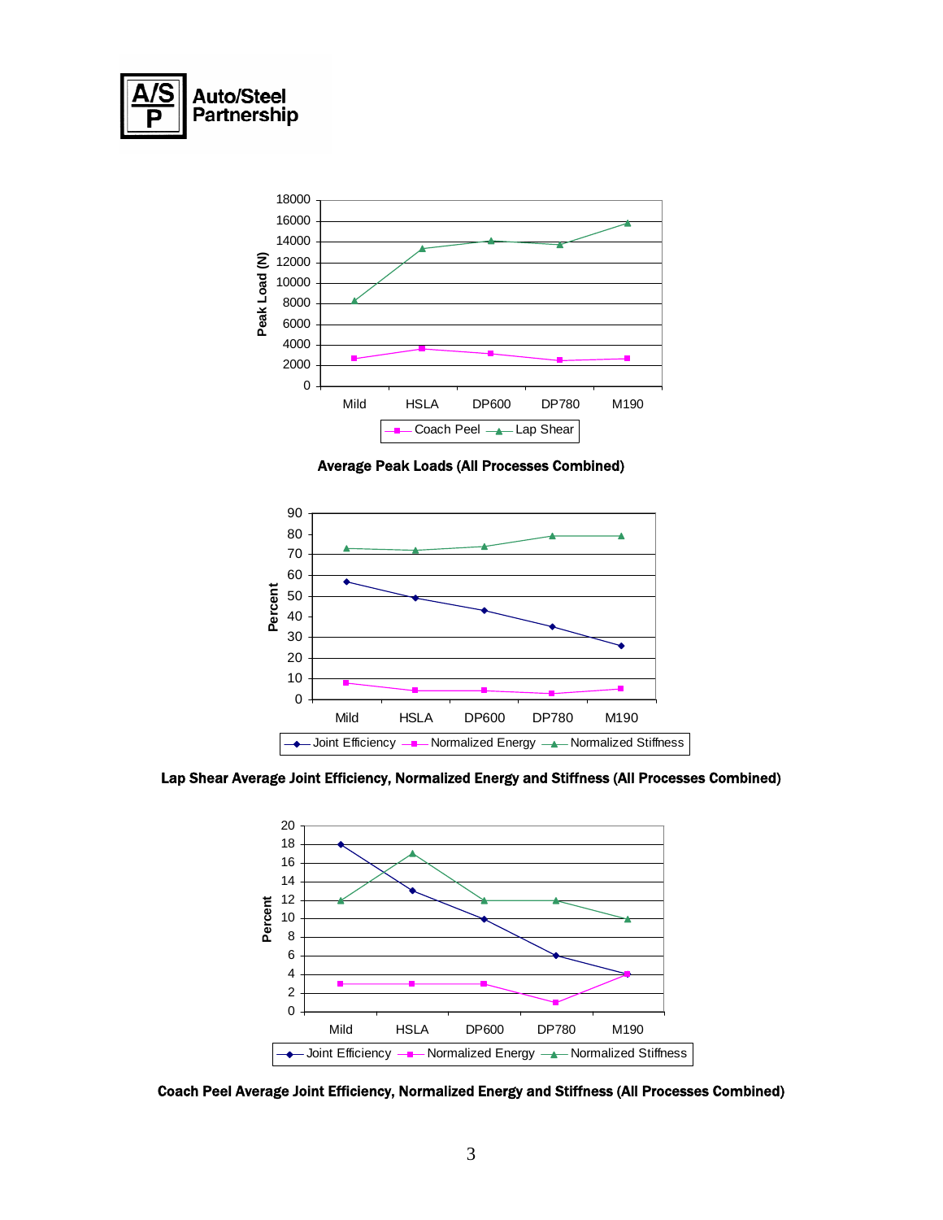**Average Peak Loads (All Processes Combined)**

**Lap Shear Average Joint Efficiency, Normalized Energy and Stiffness (All Processes Combined)**

**Coach Peel Average Joint Efficiency, Normalized Energy and Stiffness (All Processes Combined)**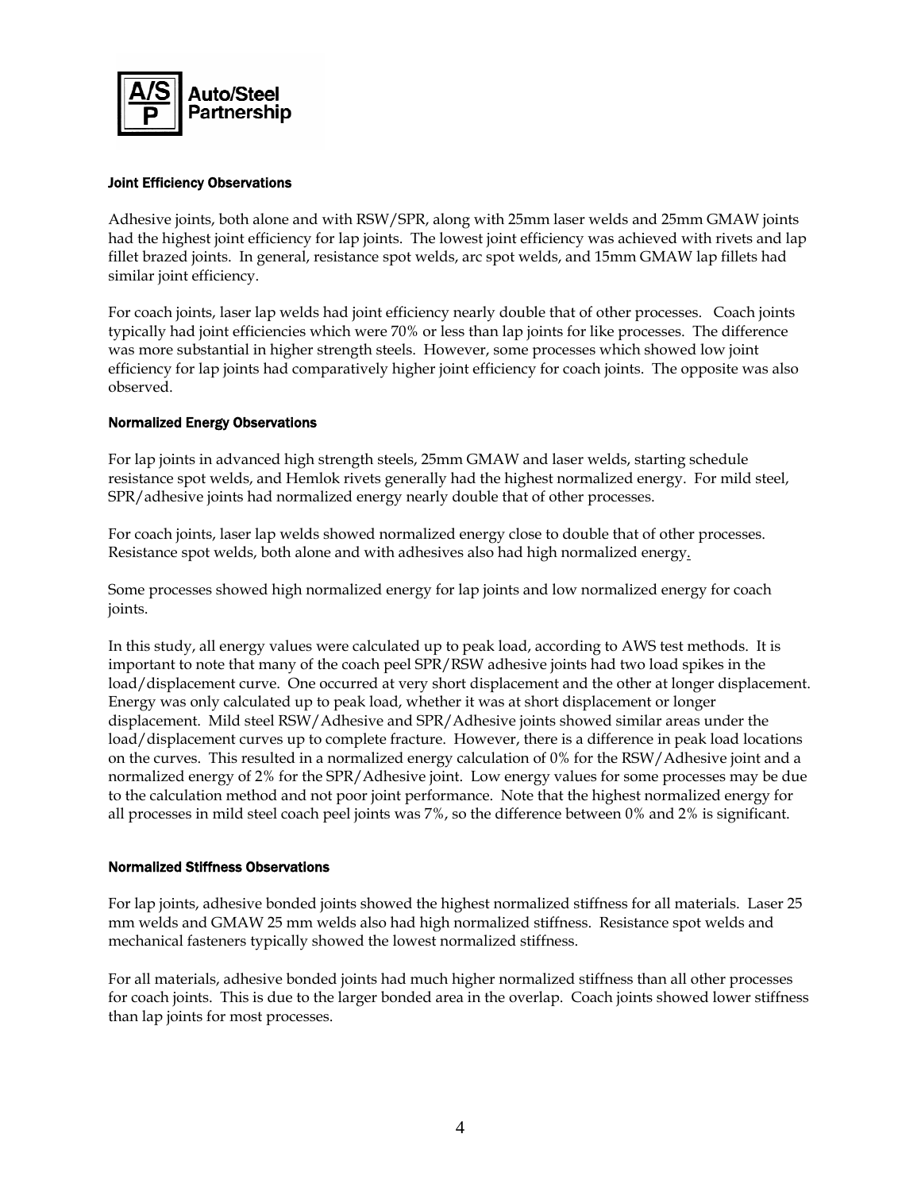### Joint Efficiency Observations

Adhesive joints, both alone and with RSW/SPR, along with 25mm laser welds and 25mm GMAW joints had the highest joint efficiency for lap joints. The lowest joint efficiency was achieved with rivets and lap fillet brazed joints. In general, resistance spot welds, arc spot welds, and 15mm GMAW lap fillets had similar joint efficiency.

For coach joints, laser lap welds had joint efficiency nearly double that of other processes. Coach joints typically had joint efficiencies which were 70% or less than lap joints for like processes. The difference was more substantial in higher strength steels. However, some processes which showed low joint efficiency for lap joints had comparatively higher joint efficiency for coach joints. The opposite was also observed.

### Normalized Energy Observations

For lap joints in advanced high strength steels, 25mm GMAW and laser welds, starting schedule resistance spot welds, and Hemlok rivets generally had the highest normalized energy. For mild steel, SPR/adhesive joints had normalized energy nearly double that of other processes.

For coach joints, laser lap welds showed normalized energy close to double that of other processes. Resistance spot welds, both alone and with adhesives also had high normalized energy.

Some processes showed high normalized energy for lap joints and low normalized energy for coach joints.

In this study, all energy values were calculated up to peak load, according to AWS test methods. It is important to note that many of the coach peel SPR/RSW adhesive joints had two load spikes in the load/displacement curve. One occurred at very short displacement and the other at longer displacement. Energy was only calculated up to peak load, whether it was at short displacement or longer displacement. Mild steel RSW/Adhesive and SPR/Adhesive joints showed similar areas under the load/displacement curves up to complete fracture. However, there is a difference in peak load locations on the curves. This resulted in a normalized energy calculation of 0% for the RSW/Adhesive joint and a normalized energy of 2% for the SPR/Adhesive joint. Low energy values for some processes may be due to the calculation method and not poor joint performance. Note that the highest normalized energy for all processes in mild steel coach peel joints was 7%, so the difference between 0% and 2% is significant.

### Normalized Stiffness Observations

For lap joints, adhesive bonded joints showed the highest normalized stiffness for all materials. Laser 25 mm welds and GMAW 25 mm welds also had high normalized stiffness. Resistance spot welds and mechanical fasteners typically showed the lowest normalized stiffness.

For all materials, adhesive bonded joints had much higher normalized stiffness than all other processes for coach joints. This is due to the larger bonded area in the overlap. Coach joints showed lower stiffness than lap joints for most processes.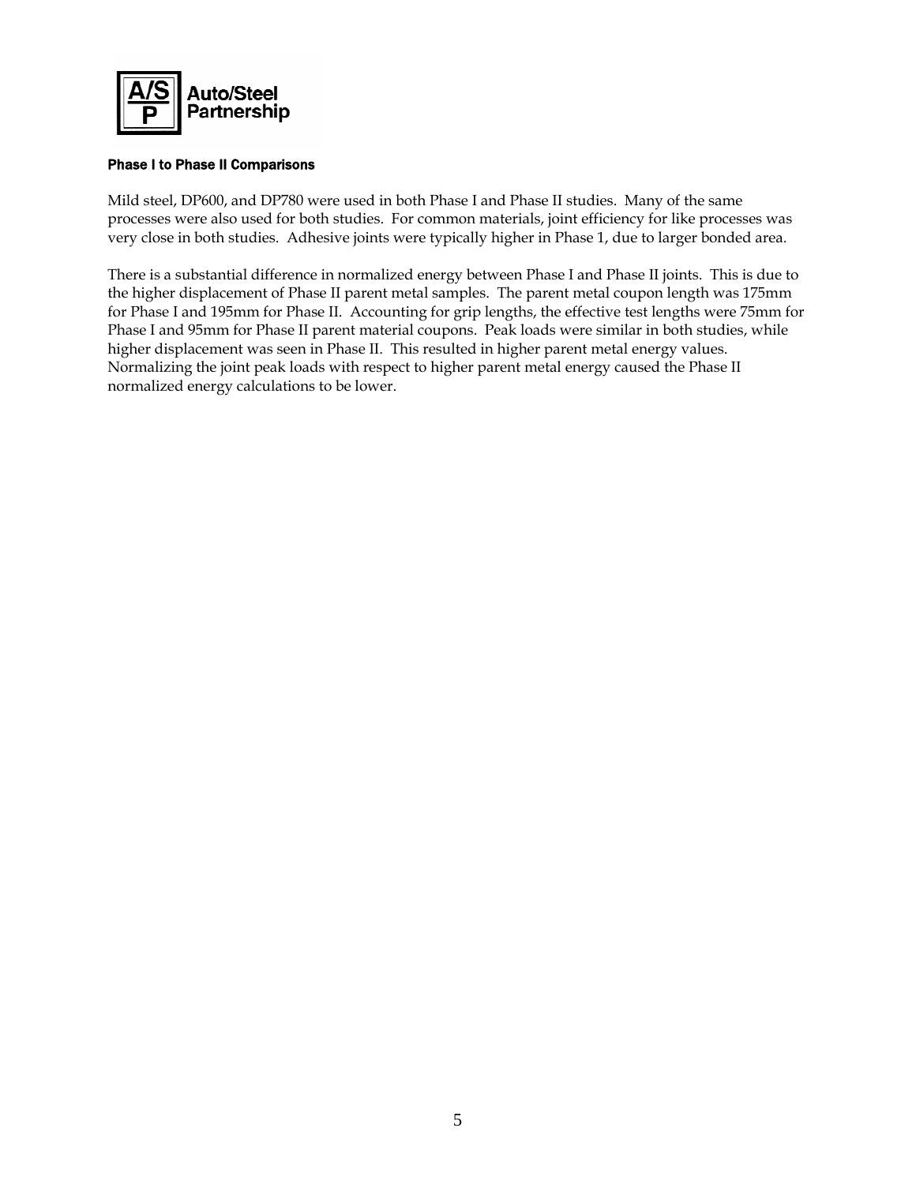### Phase I to Phase II Comparisons

Mild steel, DP600, and DP780 were used in both Phase I and Phase II studies. Many of the same processes were also used for both studies. For common materials, joint efficiency for like processes was very close in both studies. Adhesive joints were typically higher in Phase 1, due to larger bonded area.

There is a substantial difference in normalized energy between Phase I and Phase II joints. This is due to the higher displacement of Phase II parent metal samples. The parent metal coupon length was 175mm for Phase I and 195mm for Phase II. Accounting for grip lengths, the effective test lengths were 75mm for Phase I and 95mm for Phase II parent material coupons. Peak loads were similar in both studies, while higher displacement was seen in Phase II. This resulted in higher parent metal energy values. Normalizing the joint peak loads with respect to higher parent metal energy caused the Phase II normalized energy calculations to be lower.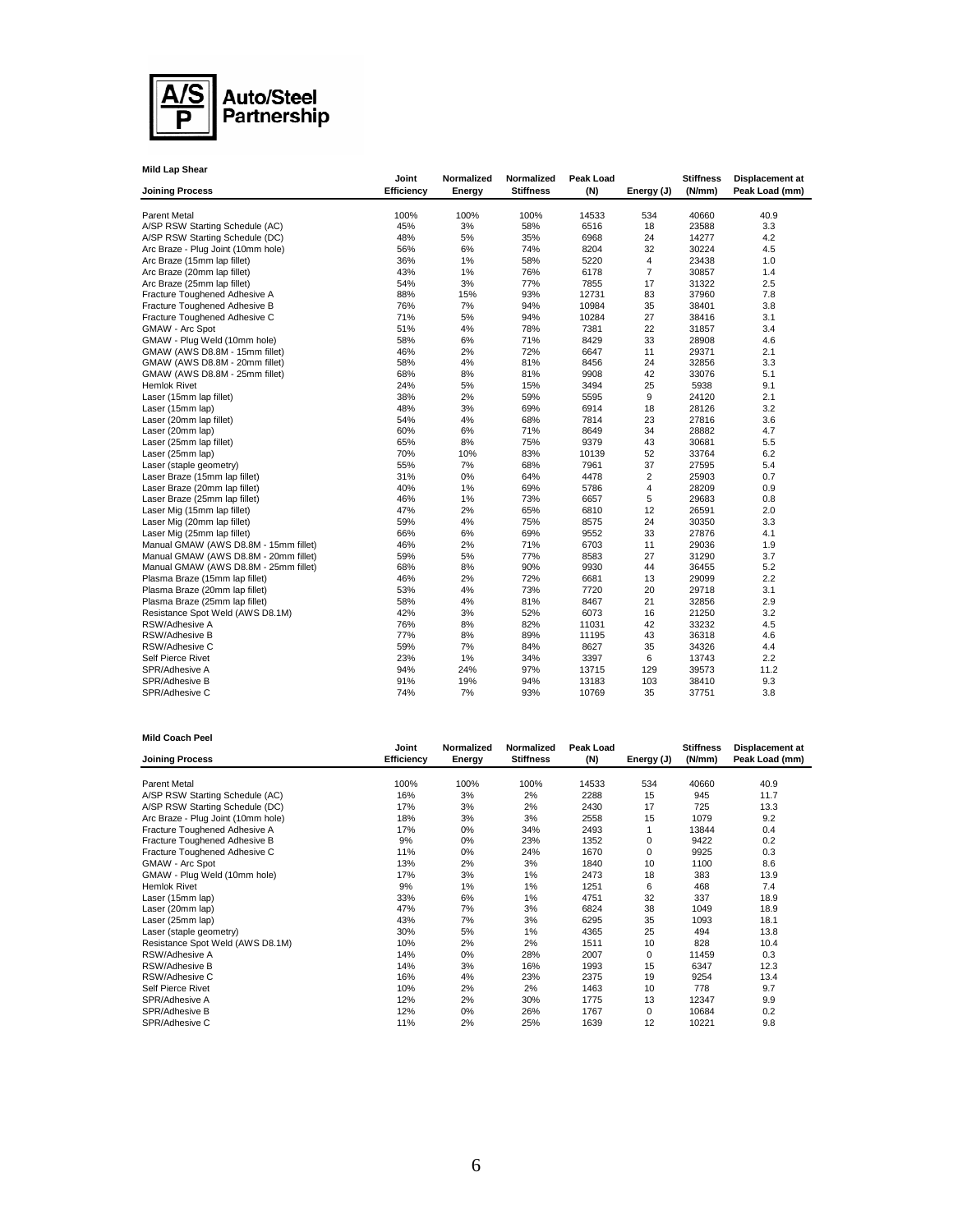**Mild Lap Shear**

| Joining Process | Joint Efficiency | Normalized Energy | Normalized Stiffness | Peak Load (N) | Energy (J) | Stiffness (N/mm) | Displacement at Peak Load (mm) |
|---|---|---|---|---|---|---|---|
| Parent Metal | 100% | 100% | 100% | 14533 | 534 | 40660 | 40.9 |
| A/SP RSW Starting Schedule (AC) | 45% | 3% | 58% | 6516 | 18 | 23588 | 3.3 |
| A/SP RSW Starting Schedule (DC) | 48% | 5% | 35% | 6968 | 24 | 14277 | 4.2 |
| Arc Braze - Plug Joint (10mm hole) | 56% | 6% | 74% | 8204 | 32 | 30224 | 4.5 |
| Arc Braze (15mm lap fillet) | 36% | 1% | 58% | 5220 | 4 | 23438 | 1.0 |
| Arc Braze (20mm lap fillet) | 43% | 1% | 76% | 6178 | 7 | 30857 | 1.4 |
| Arc Braze (25mm lap fillet) | 54% | 3% | 77% | 7855 | 17 | 31322 | 2.5 |
| Fracture Toughened Adhesive A | 88% | 15% | 93% | 12731 | 83 | 37960 | 7.8 |
| Fracture Toughened Adhesive B | 76% | 7% | 94% | 10984 | 35 | 38401 | 3.8 |
| Fracture Toughened Adhesive C | 71% | 5% | 94% | 10284 | 27 | 38416 | 3.1 |
| GMAW - Arc Spot | 51% | 4% | 78% | 7381 | 22 | 31857 | 3.4 |
| GMAW - Plug Weld (10mm hole) | 58% | 6% | 71% | 8429 | 33 | 28908 | 4.6 |
| GMAW (AWS D8.8M - 15mm fillet) | 46% | 2% | 72% | 6647 | 11 | 29371 | 2.1 |
| GMAW (AWS D8.8M - 20mm fillet) | 58% | 4% | 81% | 8456 | 24 | 32856 | 3.3 |
| GMAW (AWS D8.8M - 25mm fillet) | 68% | 8% | 81% | 9908 | 42 | 33076 | 5.1 |
| Hemlok Rivet | 24% | 5% | 15% | 3494 | 25 | 5938 | 9.1 |
| Laser (15mm lap fillet) | 38% | 2% | 59% | 5595 | 9 | 24120 | 2.1 |
| Laser (15mm lap) | 48% | 3% | 69% | 6914 | 18 | 28126 | 3.2 |
| Laser (20mm lap fillet) | 54% | 4% | 68% | 7814 | 23 | 27816 | 3.6 |
| Laser (20mm lap) | 60% | 6% | 71% | 8649 | 34 | 28882 | 4.7 |
| Laser (25mm lap fillet) | 65% | 8% | 75% | 9379 | 43 | 30681 | 5.5 |
| Laser (25mm lap) | 70% | 10% | 83% | 10139 | 52 | 33764 | 6.2 |
| Laser (staple geometry) | 55% | 7% | 68% | 7961 | 37 | 27595 | 5.4 |
| Laser Braze (15mm lap fillet) | 31% | 0% | 64% | 4478 | 2 | 25903 | 0.7 |
| Laser Braze (20mm lap fillet) | 40% | 1% | 69% | 5786 | 4 | 28209 | 0.9 |
| Laser Braze (25mm lap fillet) | 46% | 1% | 73% | 6657 | 5 | 29683 | 0.8 |
| Laser Mig (15mm lap fillet) | 47% | 2% | 65% | 6810 | 12 | 26591 | 2.0 |
| Laser Mig (20mm lap fillet) | 59% | 4% | 75% | 8575 | 24 | 30350 | 3.3 |
| Laser Mig (25mm lap fillet) | 66% | 6% | 69% | 9552 | 33 | 27876 | 4.1 |
| Manual GMAW (AWS D8.8M - 15mm fillet) | 46% | 2% | 71% | 6703 | 11 | 29036 | 1.9 |
| Manual GMAW (AWS D8.8M - 20mm fillet) | 59% | 5% | 77% | 8583 | 27 | 31290 | 3.7 |
| Manual GMAW (AWS D8.8M - 25mm fillet) | 68% | 8% | 90% | 9930 | 44 | 36455 | 5.2 |
| Plasma Braze (15mm lap fillet) | 46% | 2% | 72% | 6681 | 13 | 29099 | 2.2 |
| Plasma Braze (20mm lap fillet) | 53% | 4% | 73% | 7720 | 20 | 29718 | 3.1 |
| Plasma Braze (25mm lap fillet) | 58% | 4% | 81% | 8467 | 21 | 32856 | 2.9 |
| Resistance Spot Weld (AWS D8.1M) | 42% | 3% | 52% | 6073 | 16 | 21250 | 3.2 |
| RSW/Adhesive A | 76% | 8% | 82% | 11031 | 42 | 33232 | 4.5 |
| RSW/Adhesive B | 77% | 8% | 89% | 11195 | 43 | 36318 | 4.6 |
| RSW/Adhesive C | 59% | 7% | 84% | 8627 | 35 | 34326 | 4.4 |
| Self Pierce Rivet | 23% | 1% | 34% | 3397 | 6 | 13743 | 2.2 |
| SPR/Adhesive A | 94% | 24% | 97% | 13715 | 129 | 39573 | 11.2 |
| SPR/Adhesive B | 91% | 19% | 94% | 13183 | 103 | 38410 | 9.3 |
| SPR/Adhesive C | 74% | 7% | 93% | 10769 | 35 | 37751 | 3.8 |

**Mild Coach Peel**

| Joining Process | Joint Efficiency | Normalized Energy | Normalized Stiffness | Peak Load (N) | Energy (J) | Stiffness (N/mm) | Displacement at Peak Load (mm) |
|---|---|---|---|---|---|---|---|
| Parent Metal | 100% | 100% | 100% | 14533 | 534 | 40660 | 40.9 |
| A/SP RSW Starting Schedule (AC) | 16% | 3% | 2% | 2288 | 15 | 945 | 11.7 |
| A/SP RSW Starting Schedule (DC) | 17% | 3% | 2% | 2430 | 17 | 725 | 13.3 |
| Arc Braze - Plug Joint (10mm hole) | 18% | 3% | 3% | 2558 | 15 | 1079 | 9.2 |
| Fracture Toughened Adhesive A | 17% | 0% | 34% | 2493 | 1 | 13844 | 0.4 |
| Fracture Toughened Adhesive B | 9% | 0% | 23% | 1352 | 0 | 9422 | 0.2 |
| Fracture Toughened Adhesive C | 11% | 0% | 24% | 1670 | 0 | 9925 | 0.3 |
| GMAW - Arc Spot | 13% | 2% | 3% | 1840 | 10 | 1100 | 8.6 |
| GMAW - Plug Weld (10mm hole) | 17% | 3% | 1% | 2473 | 18 | 383 | 13.9 |
| Hemlok Rivet | 9% | 1% | 1% | 1251 | 6 | 468 | 7.4 |
| Laser (15mm lap) | 33% | 6% | 1% | 4751 | 32 | 337 | 18.9 |
| Laser (20mm lap) | 47% | 7% | 3% | 6824 | 38 | 1049 | 18.9 |
| Laser (25mm lap) | 43% | 7% | 3% | 6295 | 35 | 1093 | 18.1 |
| Laser (staple geometry) | 30% | 5% | 1% | 4365 | 25 | 494 | 13.8 |
| Resistance Spot Weld (AWS D8.1M) | 10% | 2% | 2% | 1511 | 10 | 828 | 10.4 |
| RSW/Adhesive A | 14% | 0% | 28% | 2007 | 0 | 11459 | 0.3 |
| RSW/Adhesive B | 14% | 3% | 16% | 1993 | 15 | 6347 | 12.3 |
| RSW/Adhesive C | 16% | 4% | 23% | 2375 | 19 | 9254 | 13.4 |
| Self Pierce Rivet | 10% | 2% | 2% | 1463 | 10 | 778 | 9.7 |
| SPR/Adhesive A | 12% | 2% | 30% | 1775 | 13 | 12347 | 9.9 |
| SPR/Adhesive B | 12% | 0% | 26% | 1767 | 0 | 10684 | 0.2 |
| SPR/Adhesive C | 11% | 2% | 25% | 1639 | 12 | 10221 | 9.8 |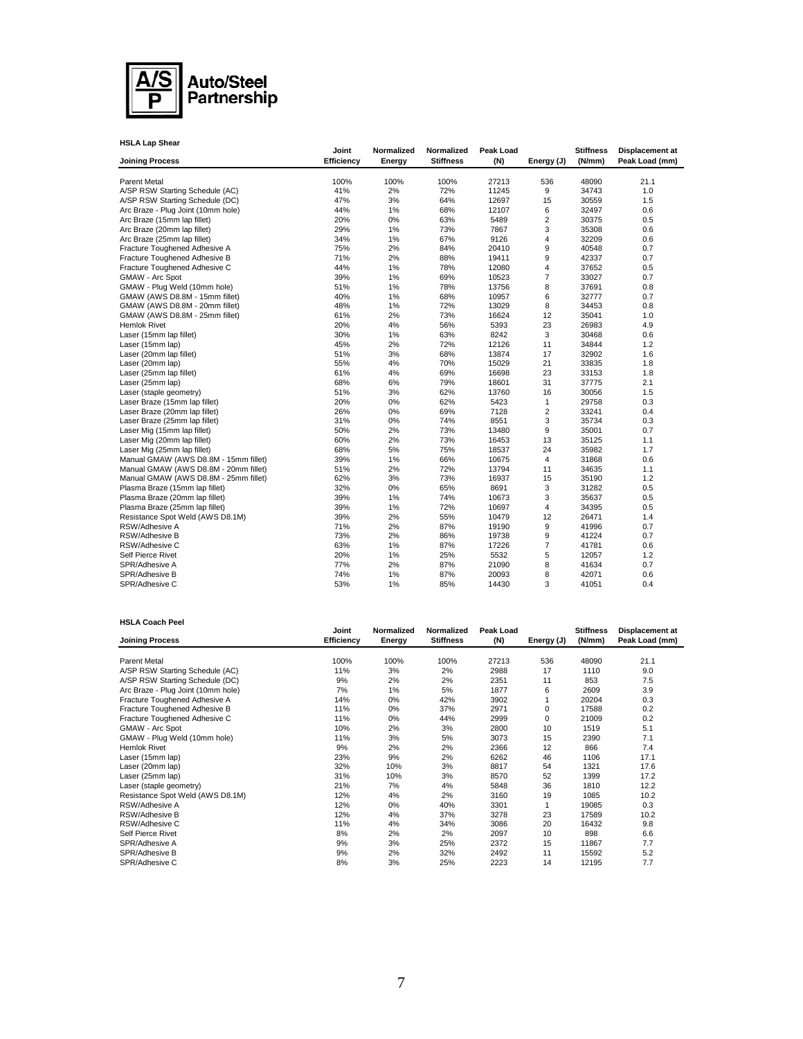**HSLA Lap Shear**

| Joining Process | Joint Efficiency | Normalized Energy | Normalized Stiffness | Peak Load (N) | Energy (J) | Stiffness (N/mm) | Displacement at Peak Load (mm) |
|---|---|---|---|---|---|---|---|
| Parent Metal | 100% | 100% | 100% | 27213 | 536 | 48090 | 21.1 |
| A/SP RSW Starting Schedule (AC) | 41% | 2% | 72% | 11245 | 9 | 34743 | 1.0 |
| A/SP RSW Starting Schedule (DC) | 47% | 3% | 64% | 12697 | 15 | 30559 | 1.5 |
| Arc Braze - Plug Joint (10mm hole) | 44% | 1% | 68% | 12107 | 6 | 32497 | 0.6 |
| Arc Braze (15mm lap fillet) | 20% | 0% | 63% | 5489 | 2 | 30375 | 0.5 |
| Arc Braze (20mm lap fillet) | 29% | 1% | 73% | 7867 | 3 | 35308 | 0.6 |
| Arc Braze (25mm lap fillet) | 34% | 1% | 67% | 9126 | 4 | 32209 | 0.6 |
| Fracture Toughened Adhesive A | 75% | 2% | 84% | 20410 | 9 | 40548 | 0.7 |
| Fracture Toughened Adhesive B | 71% | 2% | 88% | 19411 | 9 | 42337 | 0.7 |
| Fracture Toughened Adhesive C | 44% | 1% | 78% | 12080 | 4 | 37652 | 0.5 |
| GMAW - Arc Spot | 39% | 1% | 69% | 10523 | 7 | 33027 | 0.7 |
| GMAW - Plug Weld (10mm hole) | 51% | 1% | 78% | 13756 | 8 | 37691 | 0.8 |
| GMAW (AWS D8.8M - 15mm fillet) | 40% | 1% | 68% | 10957 | 6 | 32777 | 0.7 |
| GMAW (AWS D8.8M - 20mm fillet) | 48% | 1% | 72% | 13029 | 8 | 34453 | 0.8 |
| GMAW (AWS D8.8M - 25mm fillet) | 61% | 2% | 73% | 16624 | 12 | 35041 | 1.0 |
| Hemlok Rivet | 20% | 4% | 56% | 5393 | 23 | 26983 | 4.9 |
| Laser (15mm lap fillet) | 30% | 1% | 63% | 8242 | 3 | 30468 | 0.6 |
| Laser (15mm lap) | 45% | 2% | 72% | 12126 | 11 | 34844 | 1.2 |
| Laser (20mm lap fillet) | 51% | 3% | 68% | 13874 | 17 | 32902 | 1.6 |
| Laser (20mm lap) | 55% | 4% | 70% | 15029 | 21 | 33835 | 1.8 |
| Laser (25mm lap fillet) | 61% | 4% | 69% | 16698 | 23 | 33153 | 1.8 |
| Laser (25mm lap) | 68% | 6% | 79% | 18601 | 31 | 37775 | 2.1 |
| Laser (staple geometry) | 51% | 3% | 62% | 13760 | 16 | 30056 | 1.5 |
| Laser Braze (15mm lap fillet) | 20% | 0% | 62% | 5423 | 1 | 29758 | 0.3 |
| Laser Braze (20mm lap fillet) | 26% | 0% | 69% | 7128 | 2 | 33241 | 0.4 |
| Laser Braze (25mm lap fillet) | 31% | 0% | 74% | 8551 | 3 | 35734 | 0.3 |
| Laser Mig (15mm lap fillet) | 50% | 2% | 73% | 13480 | 9 | 35001 | 0.7 |
| Laser Mig (20mm lap fillet) | 60% | 2% | 73% | 16453 | 13 | 35125 | 1.1 |
| Laser Mig (25mm lap fillet) | 68% | 5% | 75% | 18537 | 24 | 35982 | 1.7 |
| Manual GMAW (AWS D8.8M - 15mm fillet) | 39% | 1% | 66% | 10675 | 4 | 31868 | 0.6 |
| Manual GMAW (AWS D8.8M - 20mm fillet) | 51% | 2% | 72% | 13794 | 11 | 34635 | 1.1 |
| Manual GMAW (AWS D8.8M - 25mm fillet) | 62% | 3% | 73% | 16937 | 15 | 35190 | 1.2 |
| Plasma Braze (15mm lap fillet) | 32% | 0% | 65% | 8691 | 3 | 31282 | 0.5 |
| Plasma Braze (20mm lap fillet) | 39% | 1% | 74% | 10673 | 3 | 35637 | 0.5 |
| Plasma Braze (25mm lap fillet) | 39% | 1% | 72% | 10697 | 4 | 34395 | 0.5 |
| Resistance Spot Weld (AWS D8.1M) | 39% | 2% | 55% | 10479 | 12 | 26471 | 1.4 |
| RSW/Adhesive A | 71% | 2% | 87% | 19190 | 9 | 41996 | 0.7 |
| RSW/Adhesive B | 73% | 2% | 86% | 19738 | 9 | 41224 | 0.7 |
| RSW/Adhesive C | 63% | 1% | 87% | 17226 | 7 | 41781 | 0.6 |
| Self Pierce Rivet | 20% | 1% | 25% | 5532 | 5 | 12057 | 1.2 |
| SPR/Adhesive A | 77% | 2% | 87% | 21090 | 8 | 41634 | 0.7 |
| SPR/Adhesive B | 74% | 1% | 87% | 20093 | 8 | 42071 | 0.6 |
| SPR/Adhesive C | 53% | 1% | 85% | 14430 | 3 | 41051 | 0.4 |

**HSLA Coach Peel**

| Joining Process | Joint Efficiency | Normalized Energy | Normalized Stiffness | Peak Load (N) | Energy (J) | Stiffness (N/mm) | Displacement at Peak Load (mm) |
|---|---|---|---|---|---|---|---|
| Parent Metal | 100% | 100% | 100% | 27213 | 536 | 48090 | 21.1 |
| A/SP RSW Starting Schedule (AC) | 11% | 3% | 2% | 2988 | 17 | 1110 | 9.0 |
| A/SP RSW Starting Schedule (DC) | 9% | 2% | 2% | 2351 | 11 | 853 | 7.5 |
| Arc Braze - Plug Joint (10mm hole) | 7% | 1% | 5% | 1877 | 6 | 2609 | 3.9 |
| Fracture Toughened Adhesive A | 14% | 0% | 42% | 3902 | 1 | 20204 | 0.3 |
| Fracture Toughened Adhesive B | 11% | 0% | 37% | 2971 | 0 | 17588 | 0.2 |
| Fracture Toughened Adhesive C | 11% | 0% | 44% | 2999 | 0 | 21009 | 0.2 |
| GMAW - Arc Spot | 10% | 2% | 3% | 2800 | 10 | 1519 | 5.1 |
| GMAW - Plug Weld (10mm hole) | 11% | 3% | 5% | 3073 | 15 | 2390 | 7.1 |
| Hemlok Rivet | 9% | 2% | 2% | 2366 | 12 | 866 | 7.4 |
| Laser (15mm lap) | 23% | 9% | 2% | 6262 | 46 | 1106 | 17.1 |
| Laser (20mm lap) | 32% | 10% | 3% | 8817 | 54 | 1321 | 17.6 |
| Laser (25mm lap) | 31% | 10% | 3% | 8570 | 52 | 1399 | 17.2 |
| Laser (staple geometry) | 21% | 7% | 4% | 5848 | 36 | 1810 | 12.2 |
| Resistance Spot Weld (AWS D8.1M) | 12% | 4% | 2% | 3160 | 19 | 1085 | 10.2 |
| RSW/Adhesive A | 12% | 0% | 40% | 3301 | 1 | 19085 | 0.3 |
| RSW/Adhesive B | 12% | 4% | 37% | 3278 | 23 | 17589 | 10.2 |
| RSW/Adhesive C | 11% | 4% | 34% | 3086 | 20 | 16432 | 9.8 |
| Self Pierce Rivet | 8% | 2% | 2% | 2097 | 10 | 898 | 6.6 |
| SPR/Adhesive A | 9% | 3% | 25% | 2372 | 15 | 11867 | 7.7 |
| SPR/Adhesive B | 9% | 2% | 32% | 2492 | 11 | 15592 | 5.2 |
| SPR/Adhesive C | 8% | 3% | 25% | 2223 | 14 | 12195 | 7.7 |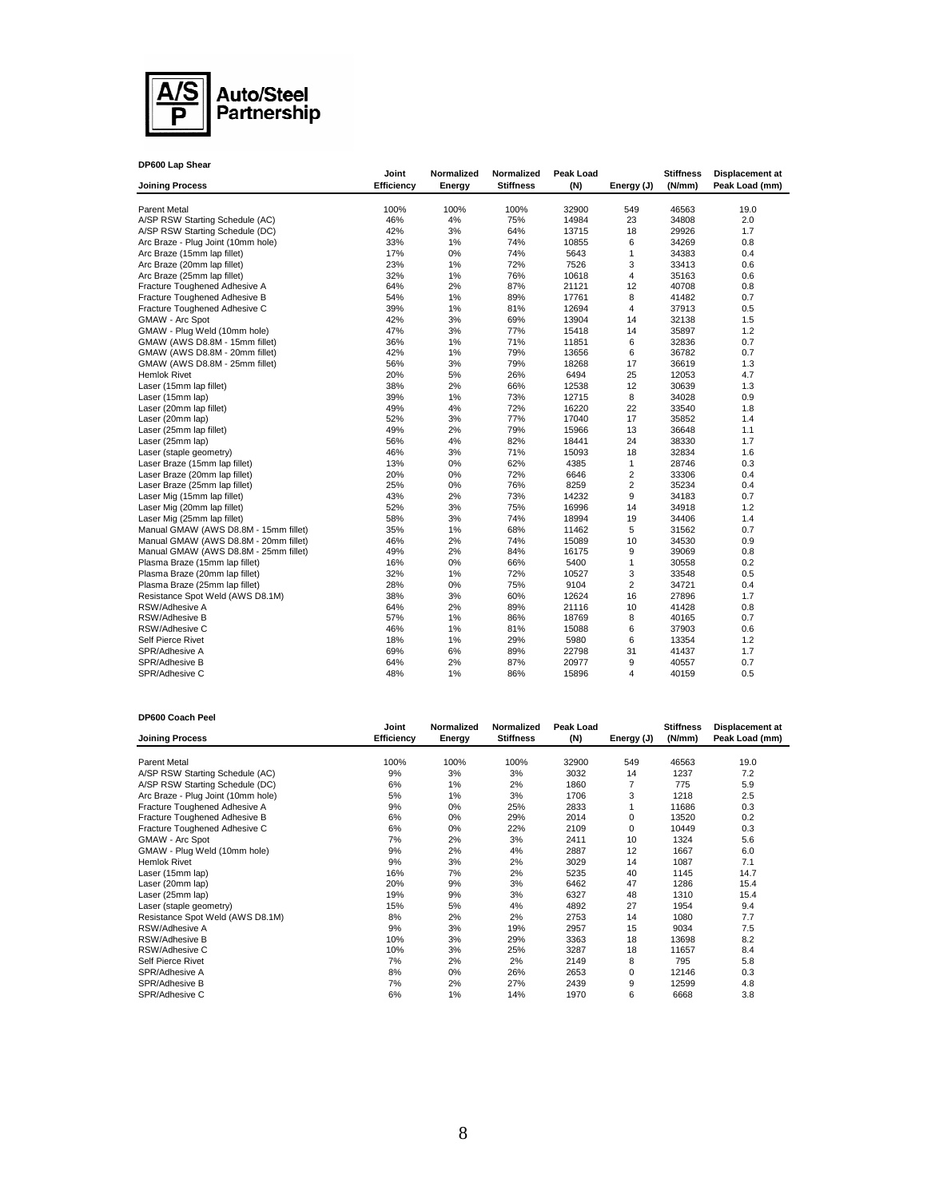**DP600 Lap Shear**

| Joining Process | Joint Efficiency | Normalized Energy | Normalized Stiffness | Peak Load (N) | Energy (J) | Stiffness (N/mm) | Displacement at Peak Load (mm) |
|---|---|---|---|---|---|---|---|
| Parent Metal | 100% | 100% | 100% | 32900 | 549 | 46563 | 19.0 |
| A/SP RSW Starting Schedule (AC) | 46% | 4% | 75% | 14984 | 23 | 34808 | 2.0 |
| A/SP RSW Starting Schedule (DC) | 42% | 3% | 64% | 13715 | 18 | 29926 | 1.7 |
| Arc Braze - Plug Joint (10mm hole) | 33% | 1% | 74% | 10855 | 6 | 34269 | 0.8 |
| Arc Braze (15mm lap fillet) | 17% | 0% | 74% | 5643 | 1 | 34383 | 0.4 |
| Arc Braze (20mm lap fillet) | 23% | 1% | 72% | 7526 | 3 | 33413 | 0.6 |
| Arc Braze (25mm lap fillet) | 32% | 1% | 76% | 10618 | 4 | 35163 | 0.6 |
| Fracture Toughened Adhesive A | 64% | 2% | 87% | 21121 | 12 | 40708 | 0.8 |
| Fracture Toughened Adhesive B | 54% | 1% | 89% | 17761 | 8 | 41482 | 0.7 |
| Fracture Toughened Adhesive C | 39% | 1% | 81% | 12694 | 4 | 37913 | 0.5 |
| GMAW - Arc Spot | 42% | 3% | 69% | 13904 | 14 | 32138 | 1.5 |
| GMAW - Plug Weld (10mm hole) | 47% | 3% | 77% | 15418 | 14 | 35897 | 1.2 |
| GMAW (AWS D8.8M - 15mm fillet) | 36% | 1% | 71% | 11851 | 6 | 32836 | 0.7 |
| GMAW (AWS D8.8M - 20mm fillet) | 42% | 1% | 79% | 13656 | 6 | 36782 | 0.7 |
| GMAW (AWS D8.8M - 25mm fillet) | 56% | 3% | 79% | 18268 | 17 | 36619 | 1.3 |
| Hemlok Rivet | 20% | 5% | 26% | 6494 | 25 | 12053 | 4.7 |
| Laser (15mm lap fillet) | 38% | 2% | 66% | 12538 | 12 | 30639 | 1.3 |
| Laser (15mm lap) | 39% | 1% | 73% | 12715 | 8 | 34028 | 0.9 |
| Laser (20mm lap fillet) | 49% | 4% | 72% | 16220 | 22 | 33540 | 1.8 |
| Laser (20mm lap) | 52% | 3% | 77% | 17040 | 17 | 35852 | 1.4 |
| Laser (25mm lap fillet) | 49% | 2% | 79% | 15966 | 13 | 36648 | 1.1 |
| Laser (25mm lap) | 56% | 4% | 82% | 18441 | 24 | 38330 | 1.7 |
| Laser (staple geometry) | 46% | 3% | 71% | 15093 | 18 | 32834 | 1.6 |
| Laser Braze (15mm lap fillet) | 13% | 0% | 62% | 4385 | 1 | 28746 | 0.3 |
| Laser Braze (20mm lap fillet) | 20% | 0% | 72% | 6646 | 2 | 33306 | 0.4 |
| Laser Braze (25mm lap fillet) | 25% | 0% | 76% | 8259 | 2 | 35234 | 0.4 |
| Laser Mig (15mm lap fillet) | 43% | 2% | 73% | 14232 | 9 | 34183 | 0.7 |
| Laser Mig (20mm lap fillet) | 52% | 3% | 75% | 16996 | 14 | 34918 | 1.2 |
| Laser Mig (25mm lap fillet) | 58% | 3% | 74% | 18994 | 19 | 34406 | 1.4 |
| Manual GMAW (AWS D8.8M - 15mm fillet) | 35% | 1% | 68% | 11462 | 5 | 31562 | 0.7 |
| Manual GMAW (AWS D8.8M - 20mm fillet) | 46% | 2% | 74% | 15089 | 10 | 34530 | 0.9 |
| Manual GMAW (AWS D8.8M - 25mm fillet) | 49% | 2% | 84% | 16175 | 9 | 39069 | 0.8 |
| Plasma Braze (15mm lap fillet) | 16% | 0% | 66% | 5400 | 1 | 30558 | 0.2 |
| Plasma Braze (20mm lap fillet) | 32% | 1% | 72% | 10527 | 3 | 33548 | 0.5 |
| Plasma Braze (25mm lap fillet) | 28% | 0% | 75% | 9104 | 2 | 34721 | 0.4 |
| Resistance Spot Weld (AWS D8.1M) | 38% | 3% | 60% | 12624 | 16 | 27896 | 1.7 |
| RSW/Adhesive A | 64% | 2% | 89% | 21116 | 10 | 41428 | 0.8 |
| RSW/Adhesive B | 57% | 1% | 86% | 18769 | 8 | 40165 | 0.7 |
| RSW/Adhesive C | 46% | 1% | 81% | 15088 | 6 | 37903 | 0.6 |
| Self Pierce Rivet | 18% | 1% | 29% | 5980 | 6 | 13354 | 1.2 |
| SPR/Adhesive A | 69% | 6% | 89% | 22798 | 31 | 41437 | 1.7 |
| SPR/Adhesive B | 64% | 2% | 87% | 20977 | 9 | 40557 | 0.7 |
| SPR/Adhesive C | 48% | 1% | 86% | 15896 | 4 | 40159 | 0.5 |

**DP600 Coach Peel**

| Joining Process | Joint Efficiency | Normalized Energy | Normalized Stiffness | Peak Load (N) | Energy (J) | Stiffness (N/mm) | Displacement at Peak Load (mm) |
|---|---|---|---|---|---|---|---|
| Parent Metal | 100% | 100% | 100% | 32900 | 549 | 46563 | 19.0 |
| A/SP RSW Starting Schedule (AC) | 9% | 3% | 3% | 3032 | 14 | 1237 | 7.2 |
| A/SP RSW Starting Schedule (DC) | 6% | 1% | 2% | 1860 | 7 | 775 | 5.9 |
| Arc Braze - Plug Joint (10mm hole) | 5% | 1% | 3% | 1706 | 3 | 1218 | 2.5 |
| Fracture Toughened Adhesive A | 9% | 0% | 25% | 2833 | 1 | 11686 | 0.3 |
| Fracture Toughened Adhesive B | 6% | 0% | 29% | 2014 | 0 | 13520 | 0.2 |
| Fracture Toughened Adhesive C | 6% | 0% | 22% | 2109 | 0 | 10449 | 0.3 |
| GMAW - Arc Spot | 7% | 2% | 3% | 2411 | 10 | 1324 | 5.6 |
| GMAW - Plug Weld (10mm hole) | 9% | 2% | 4% | 2887 | 12 | 1667 | 6.0 |
| Hemlok Rivet | 9% | 3% | 2% | 3029 | 14 | 1087 | 7.1 |
| Laser (15mm lap) | 16% | 7% | 2% | 5235 | 40 | 1145 | 14.7 |
| Laser (20mm lap) | 20% | 9% | 3% | 6462 | 47 | 1286 | 15.4 |
| Laser (25mm lap) | 19% | 9% | 3% | 6327 | 48 | 1310 | 15.4 |
| Laser (staple geometry) | 15% | 5% | 4% | 4892 | 27 | 1954 | 9.4 |
| Resistance Spot Weld (AWS D8.1M) | 8% | 2% | 2% | 2753 | 14 | 1080 | 7.7 |
| RSW/Adhesive A | 9% | 3% | 19% | 2957 | 15 | 9034 | 7.5 |
| RSW/Adhesive B | 10% | 3% | 29% | 3363 | 18 | 13698 | 8.2 |
| RSW/Adhesive C | 10% | 3% | 25% | 3287 | 18 | 11657 | 8.4 |
| Self Pierce Rivet | 7% | 2% | 2% | 2149 | 8 | 795 | 5.8 |
| SPR/Adhesive A | 8% | 0% | 26% | 2653 | 0 | 12146 | 0.3 |
| SPR/Adhesive B | 7% | 2% | 27% | 2439 | 9 | 12599 | 4.8 |
| SPR/Adhesive C | 6% | 1% | 14% | 1970 | 6 | 6668 | 3.8 |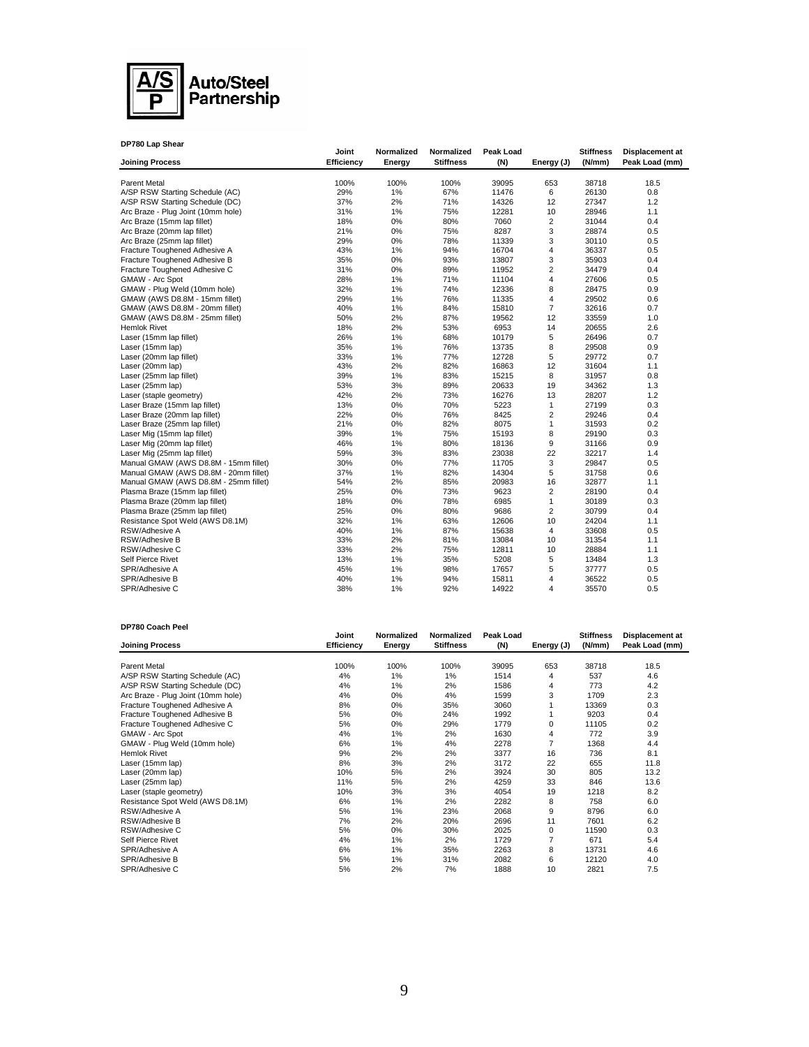**DP780 Lap Shear**

| Joining Process | Joint Efficiency | Normalized Energy | Normalized Stiffness | Peak Load (N) | Energy (J) | Stiffness (N/mm) | Displacement at Peak Load (mm) |
|---|---|---|---|---|---|---|---|
| Parent Metal | 100% | 100% | 100% | 39095 | 653 | 38718 | 18.5 |
| A/SP RSW Starting Schedule (AC) | 29% | 1% | 67% | 11476 | 6 | 26130 | 0.8 |
| A/SP RSW Starting Schedule (DC) | 37% | 2% | 71% | 14326 | 12 | 27347 | 1.2 |
| Arc Braze - Plug Joint (10mm hole) | 31% | 1% | 75% | 12281 | 10 | 28946 | 1.1 |
| Arc Braze (15mm lap fillet) | 18% | 0% | 80% | 7060 | 2 | 31044 | 0.4 |
| Arc Braze (20mm lap fillet) | 21% | 0% | 75% | 8287 | 3 | 28874 | 0.5 |
| Arc Braze (25mm lap fillet) | 29% | 0% | 78% | 11339 | 3 | 30110 | 0.5 |
| Fracture Toughened Adhesive A | 43% | 1% | 94% | 16704 | 4 | 36337 | 0.5 |
| Fracture Toughened Adhesive B | 35% | 0% | 93% | 13807 | 3 | 35903 | 0.4 |
| Fracture Toughened Adhesive C | 31% | 0% | 89% | 11952 | 2 | 34479 | 0.4 |
| GMAW - Arc Spot | 28% | 1% | 71% | 11104 | 4 | 27606 | 0.5 |
| GMAW - Plug Weld (10mm hole) | 32% | 1% | 74% | 12336 | 8 | 28475 | 0.9 |
| GMAW (AWS D8.8M - 15mm fillet) | 29% | 1% | 76% | 11335 | 4 | 29502 | 0.6 |
| GMAW (AWS D8.8M - 20mm fillet) | 40% | 1% | 84% | 15810 | 7 | 32616 | 0.7 |
| GMAW (AWS D8.8M - 25mm fillet) | 50% | 2% | 87% | 19562 | 12 | 33559 | 1.0 |
| Hemlok Rivet | 18% | 2% | 53% | 6953 | 14 | 20655 | 2.6 |
| Laser (15mm lap fillet) | 26% | 1% | 68% | 10179 | 5 | 26496 | 0.7 |
| Laser (15mm lap) | 35% | 1% | 76% | 13735 | 8 | 29508 | 0.9 |
| Laser (20mm lap fillet) | 33% | 1% | 77% | 12728 | 5 | 29772 | 0.7 |
| Laser (20mm lap) | 43% | 2% | 82% | 16863 | 12 | 31604 | 1.1 |
| Laser (25mm lap fillet) | 39% | 1% | 83% | 15215 | 8 | 31957 | 0.8 |
| Laser (25mm lap) | 53% | 3% | 89% | 20633 | 19 | 34362 | 1.3 |
| Laser (staple geometry) | 42% | 2% | 73% | 16276 | 13 | 28207 | 1.2 |
| Laser Braze (15mm lap fillet) | 13% | 0% | 70% | 5223 | 1 | 27199 | 0.3 |
| Laser Braze (20mm lap fillet) | 22% | 0% | 76% | 8425 | 2 | 29246 | 0.4 |
| Laser Braze (25mm lap fillet) | 21% | 0% | 82% | 8075 | 1 | 31593 | 0.2 |
| Laser Mig (15mm lap fillet) | 39% | 1% | 75% | 15193 | 8 | 29190 | 0.3 |
| Laser Mig (20mm lap fillet) | 46% | 1% | 80% | 18136 | 9 | 31166 | 0.9 |
| Laser Mig (25mm lap fillet) | 59% | 3% | 83% | 23038 | 22 | 32217 | 1.4 |
| Manual GMAW (AWS D8.8M - 15mm fillet) | 30% | 0% | 77% | 11705 | 3 | 29847 | 0.5 |
| Manual GMAW (AWS D8.8M - 20mm fillet) | 37% | 1% | 82% | 14304 | 5 | 31758 | 0.6 |
| Manual GMAW (AWS D8.8M - 25mm fillet) | 54% | 2% | 85% | 20983 | 16 | 32877 | 1.1 |
| Plasma Braze (15mm lap fillet) | 25% | 0% | 73% | 9623 | 2 | 28190 | 0.4 |
| Plasma Braze (20mm lap fillet) | 18% | 0% | 78% | 6985 | 1 | 30189 | 0.3 |
| Plasma Braze (25mm lap fillet) | 25% | 0% | 80% | 9686 | 2 | 30799 | 0.4 |
| Resistance Spot Weld (AWS D8.1M) | 32% | 1% | 63% | 12606 | 10 | 24204 | 1.1 |
| RSW/Adhesive A | 40% | 1% | 87% | 15638 | 4 | 33608 | 0.5 |
| RSW/Adhesive B | 33% | 2% | 81% | 13084 | 10 | 31354 | 1.1 |
| RSW/Adhesive C | 33% | 2% | 75% | 12811 | 10 | 28884 | 1.1 |
| Self Pierce Rivet | 13% | 1% | 35% | 5208 | 5 | 13484 | 1.3 |
| SPR/Adhesive A | 45% | 1% | 98% | 17657 | 5 | 37777 | 0.5 |
| SPR/Adhesive B | 40% | 1% | 94% | 15811 | 4 | 36522 | 0.5 |
| SPR/Adhesive C | 38% | 1% | 92% | 14922 | 4 | 35570 | 0.5 |

**DP780 Coach Peel**

| Joining Process | Joint Efficiency | Normalized Energy | Normalized Stiffness | Peak Load (N) | Energy (J) | Stiffness (N/mm) | Displacement at Peak Load (mm) |
|---|---|---|---|---|---|---|---|
| Parent Metal | 100% | 100% | 100% | 39095 | 653 | 38718 | 18.5 |
| A/SP RSW Starting Schedule (AC) | 4% | 1% | 1% | 1514 | 4 | 537 | 4.6 |
| A/SP RSW Starting Schedule (DC) | 4% | 1% | 2% | 1586 | 4 | 773 | 4.2 |
| Arc Braze - Plug Joint (10mm hole) | 4% | 0% | 4% | 1599 | 3 | 1709 | 2.3 |
| Fracture Toughened Adhesive A | 8% | 0% | 35% | 3060 | 1 | 13369 | 0.3 |
| Fracture Toughened Adhesive B | 5% | 0% | 24% | 1992 | 1 | 9203 | 0.4 |
| Fracture Toughened Adhesive C | 5% | 0% | 29% | 1779 | 0 | 11105 | 0.2 |
| GMAW - Arc Spot | 4% | 1% | 2% | 1630 | 4 | 772 | 3.9 |
| GMAW - Plug Weld (10mm hole) | 6% | 1% | 4% | 2278 | 7 | 1368 | 4.4 |
| Hemlok Rivet | 9% | 2% | 2% | 3377 | 16 | 736 | 8.1 |
| Laser (15mm lap) | 8% | 3% | 2% | 3172 | 22 | 655 | 11.8 |
| Laser (20mm lap) | 10% | 5% | 2% | 3924 | 30 | 805 | 13.2 |
| Laser (25mm lap) | 11% | 5% | 2% | 4259 | 33 | 846 | 13.6 |
| Laser (staple geometry) | 10% | 3% | 3% | 4054 | 19 | 1218 | 8.2 |
| Resistance Spot Weld (AWS D8.1M) | 6% | 1% | 2% | 2282 | 8 | 758 | 6.0 |
| RSW/Adhesive A | 5% | 1% | 23% | 2068 | 9 | 8796 | 6.0 |
| RSW/Adhesive B | 7% | 2% | 20% | 2696 | 11 | 7601 | 6.2 |
| RSW/Adhesive C | 5% | 0% | 30% | 2025 | 0 | 11590 | 0.3 |
| Self Pierce Rivet | 4% | 1% | 2% | 1729 | 7 | 671 | 5.4 |
| SPR/Adhesive A | 6% | 1% | 35% | 2263 | 8 | 13731 | 4.6 |
| SPR/Adhesive B | 5% | 1% | 31% | 2082 | 6 | 12120 | 4.0 |
| SPR/Adhesive C | 5% | 2% | 7% | 1888 | 10 | 2821 | 7.5 |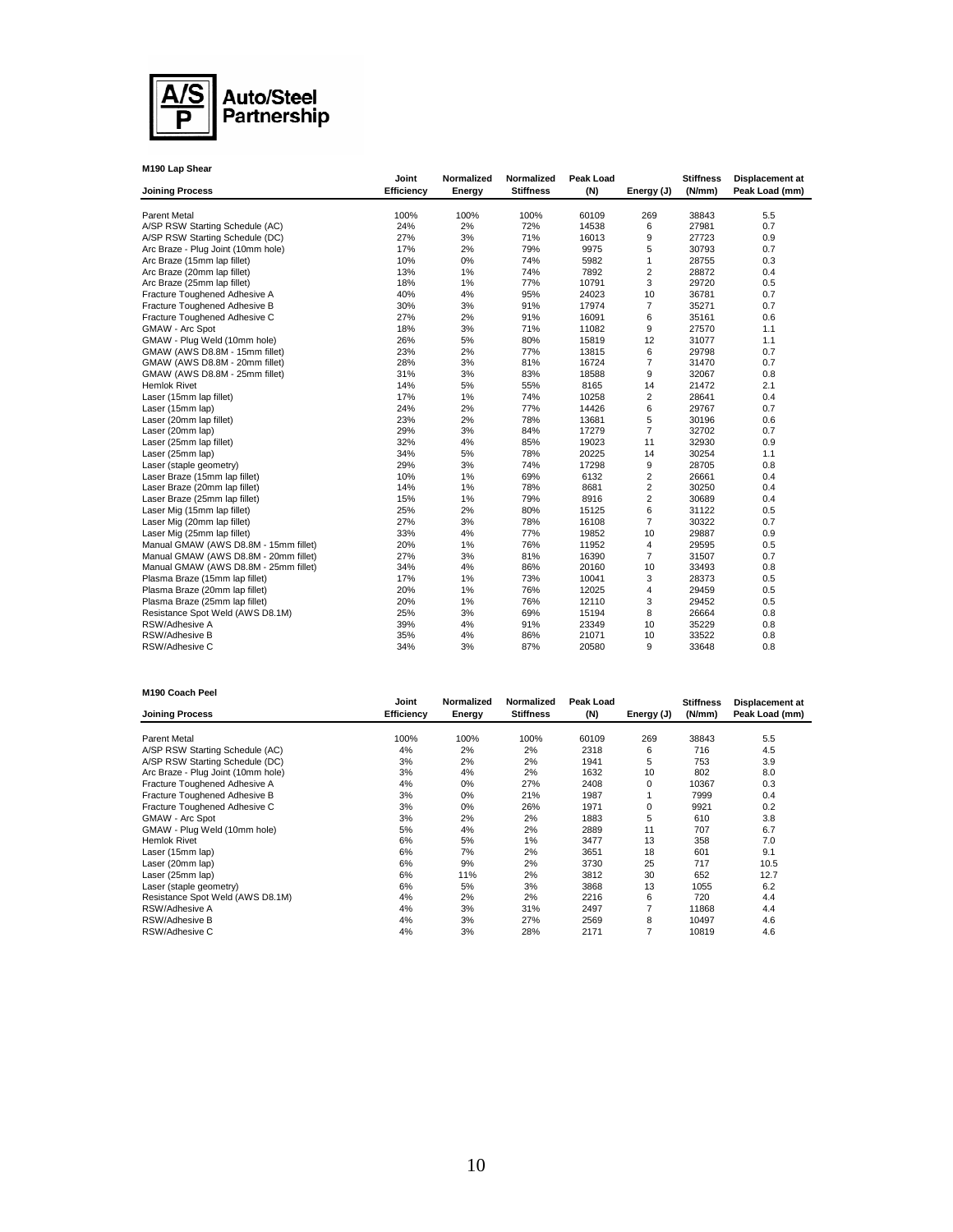**Auto/Steel Partnership**

**M190 Lap Shear**

| Joining Process | Joint Efficiency | Normalized Energy | Normalized Stiffness | Peak Load (N) | Energy (J) | Stiffness (N/mm) | Displacement at Peak Load (mm) |
|---|---|---|---|---|---|---|---|
| Parent Metal | 100% | 100% | 100% | 60109 | 269 | 38843 | 5.5 |
| A/SP RSW Starting Schedule (AC) | 24% | 2% | 72% | 14538 | 6 | 27981 | 0.7 |
| A/SP RSW Starting Schedule (DC) | 27% | 3% | 71% | 16013 | 9 | 27723 | 0.9 |
| Arc Braze - Plug Joint (10mm hole) | 17% | 2% | 79% | 9975 | 5 | 30793 | 0.7 |
| Arc Braze (15mm lap fillet) | 10% | 0% | 74% | 5982 | 1 | 28755 | 0.3 |
| Arc Braze (20mm lap fillet) | 13% | 1% | 74% | 7892 | 2 | 28872 | 0.4 |
| Arc Braze (25mm lap fillet) | 18% | 1% | 77% | 10791 | 3 | 29720 | 0.5 |
| Fracture Toughened Adhesive A | 40% | 4% | 95% | 24023 | 10 | 36781 | 0.7 |
| Fracture Toughened Adhesive B | 30% | 3% | 91% | 17974 | 7 | 35271 | 0.7 |
| Fracture Toughened Adhesive C | 27% | 2% | 91% | 16091 | 6 | 35161 | 0.6 |
| GMAW - Arc Spot | 18% | 3% | 71% | 11082 | 9 | 27570 | 1.1 |
| GMAW - Plug Weld (10mm hole) | 26% | 5% | 80% | 15819 | 12 | 31077 | 1.1 |
| GMAW (AWS D8.8M - 15mm fillet) | 23% | 2% | 77% | 13815 | 6 | 29798 | 0.7 |
| GMAW (AWS D8.8M - 20mm fillet) | 28% | 3% | 81% | 16724 | 7 | 31470 | 0.7 |
| GMAW (AWS D8.8M - 25mm fillet) | 31% | 3% | 83% | 18588 | 9 | 32067 | 0.8 |
| Hemlok Rivet | 14% | 5% | 55% | 8165 | 14 | 21472 | 2.1 |
| Laser (15mm lap fillet) | 17% | 1% | 74% | 10258 | 2 | 28641 | 0.4 |
| Laser (15mm lap) | 24% | 2% | 77% | 14426 | 6 | 29767 | 0.7 |
| Laser (20mm lap fillet) | 23% | 2% | 78% | 13681 | 5 | 30196 | 0.6 |
| Laser (20mm lap) | 29% | 3% | 84% | 17279 | 7 | 32702 | 0.7 |
| Laser (25mm lap fillet) | 32% | 4% | 85% | 19023 | 11 | 32930 | 0.9 |
| Laser (25mm lap) | 34% | 5% | 78% | 20225 | 14 | 30254 | 1.1 |
| Laser (staple geometry) | 29% | 3% | 74% | 17298 | 9 | 28705 | 0.8 |
| Laser Braze (15mm lap fillet) | 10% | 1% | 69% | 6132 | 2 | 26661 | 0.4 |
| Laser Braze (20mm lap fillet) | 14% | 1% | 78% | 8681 | 2 | 30250 | 0.4 |
| Laser Braze (25mm lap fillet) | 15% | 1% | 79% | 8916 | 2 | 30689 | 0.4 |
| Laser Mig (15mm lap fillet) | 25% | 2% | 80% | 15125 | 6 | 31122 | 0.5 |
| Laser Mig (20mm lap fillet) | 27% | 3% | 78% | 16108 | 7 | 30322 | 0.7 |
| Laser Mig (25mm lap fillet) | 33% | 4% | 77% | 19852 | 10 | 29887 | 0.9 |
| Manual GMAW (AWS D8.8M - 15mm fillet) | 20% | 1% | 76% | 11952 | 4 | 29595 | 0.5 |
| Manual GMAW (AWS D8.8M - 20mm fillet) | 27% | 3% | 81% | 16390 | 7 | 31507 | 0.7 |
| Manual GMAW (AWS D8.8M - 25mm fillet) | 34% | 4% | 86% | 20160 | 10 | 33493 | 0.8 |
| Plasma Braze (15mm lap fillet) | 17% | 1% | 73% | 10041 | 3 | 28373 | 0.5 |
| Plasma Braze (20mm lap fillet) | 20% | 1% | 76% | 12025 | 4 | 29459 | 0.5 |
| Plasma Braze (25mm lap fillet) | 20% | 1% | 76% | 12110 | 3 | 29452 | 0.5 |
| Resistance Spot Weld (AWS D8.1M) | 25% | 3% | 69% | 15194 | 8 | 26664 | 0.8 |
| RSW/Adhesive A | 39% | 4% | 91% | 23349 | 10 | 35229 | 0.8 |
| RSW/Adhesive B | 35% | 4% | 86% | 21071 | 10 | 33522 | 0.8 |
| RSW/Adhesive C | 34% | 3% | 87% | 20580 | 9 | 33648 | 0.8 |

**M190 Coach Peel**

| Joining Process | Joint Efficiency | Normalized Energy | Normalized Stiffness | Peak Load (N) | Energy (J) | Stiffness (N/mm) | Displacement at Peak Load (mm) |
|---|---|---|---|---|---|---|---|
| Parent Metal | 100% | 100% | 100% | 60109 | 269 | 38843 | 5.5 |
| A/SP RSW Starting Schedule (AC) | 4% | 2% | 2% | 2318 | 6 | 716 | 4.5 |
| A/SP RSW Starting Schedule (DC) | 3% | 2% | 2% | 1941 | 5 | 753 | 3.9 |
| Arc Braze - Plug Joint (10mm hole) | 3% | 4% | 2% | 1632 | 10 | 802 | 8.0 |
| Fracture Toughened Adhesive A | 4% | 0% | 27% | 2408 | 0 | 10367 | 0.3 |
| Fracture Toughened Adhesive B | 3% | 0% | 21% | 1987 | 1 | 7999 | 0.4 |
| Fracture Toughened Adhesive C | 3% | 0% | 26% | 1971 | 0 | 9921 | 0.2 |
| GMAW - Arc Spot | 3% | 2% | 2% | 1883 | 5 | 610 | 3.8 |
| GMAW - Plug Weld (10mm hole) | 5% | 4% | 2% | 2889 | 11 | 707 | 6.7 |
| Hemlok Rivet | 6% | 5% | 1% | 3477 | 13 | 358 | 7.0 |
| Laser (15mm lap) | 6% | 7% | 2% | 3651 | 18 | 601 | 9.1 |
| Laser (20mm lap) | 6% | 9% | 2% | 3730 | 25 | 717 | 10.5 |
| Laser (25mm lap) | 6% | 11% | 2% | 3812 | 30 | 652 | 12.7 |
| Laser (staple geometry) | 6% | 5% | 3% | 3868 | 13 | 1055 | 6.2 |
| Resistance Spot Weld (AWS D8.1M) | 4% | 2% | 2% | 2216 | 6 | 720 | 4.4 |
| RSW/Adhesive A | 4% | 3% | 31% | 2497 | 7 | 11868 | 4.4 |
| RSW/Adhesive B | 4% | 3% | 27% | 2569 | 8 | 10497 | 4.6 |
| RSW/Adhesive C | 4% | 3% | 28% | 2171 | 7 | 10819 | 4.6 |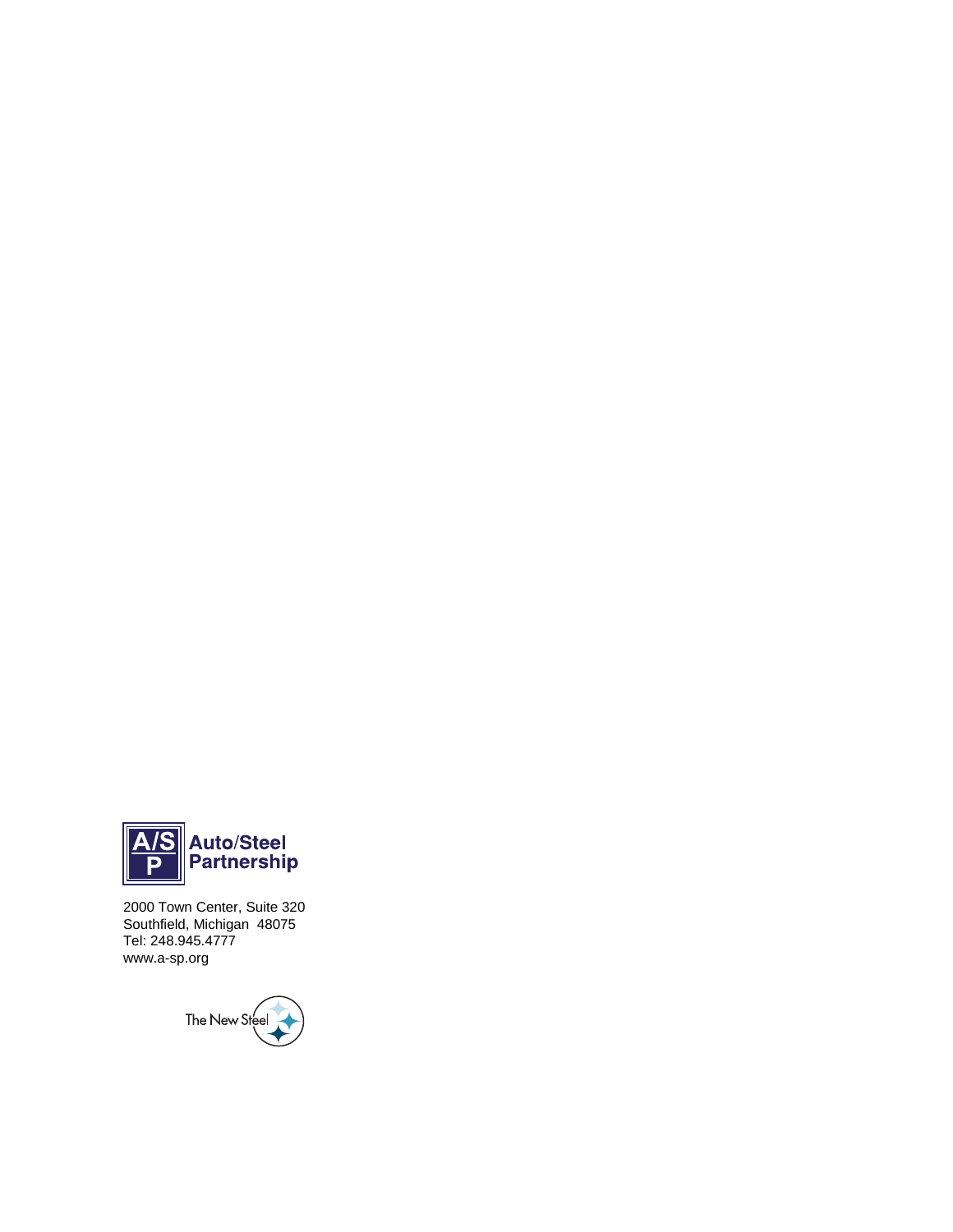A/S P Auto/Steel Partnership

2000 Town Center, Suite 320
Southfield, Michigan 48075
Tel: 248.945.4777
www.a-sp.org

The New Steel